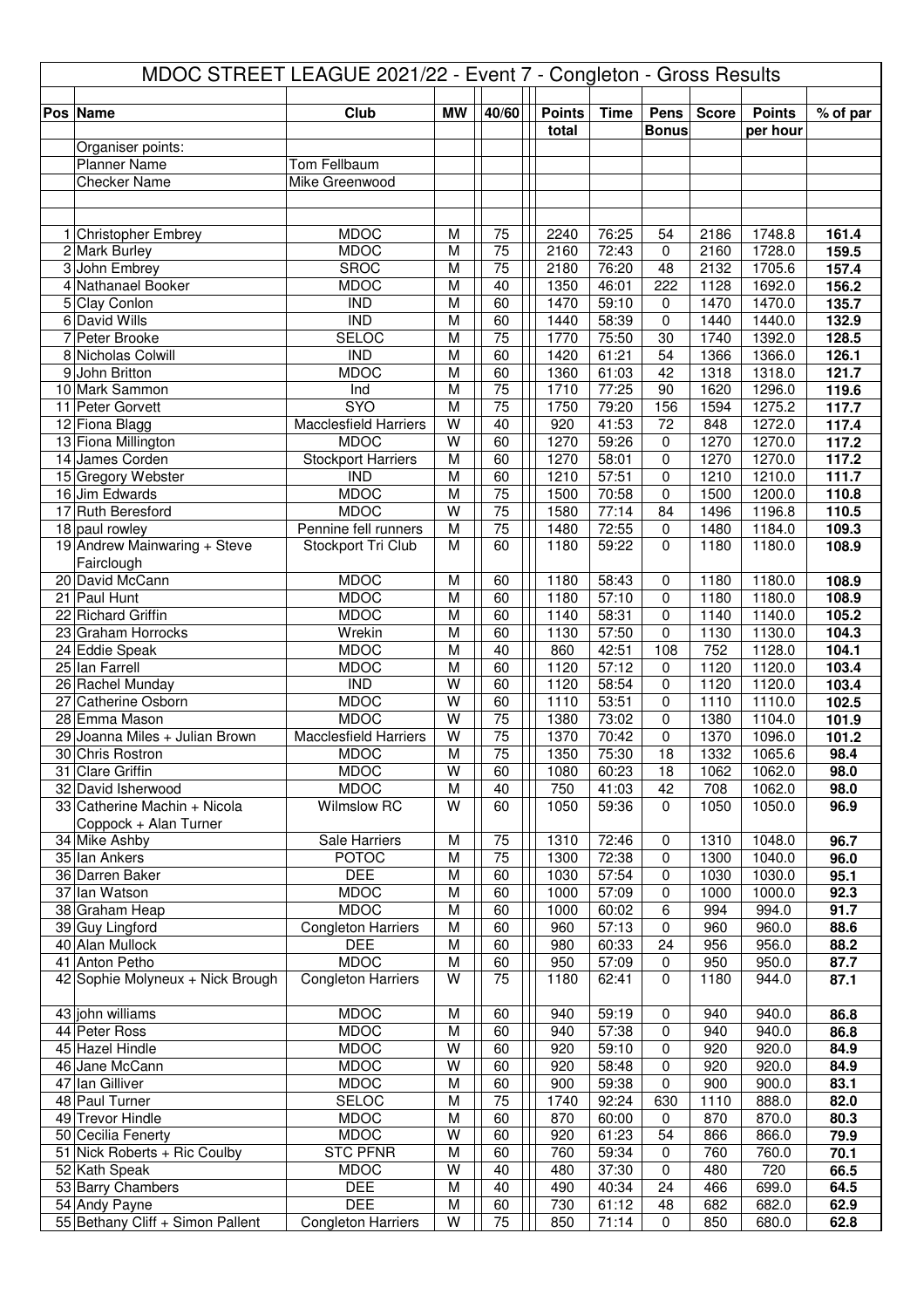# MDOC STREET LEAGUE 2021/22 - Event 7 - Congleton - Gross Results

| Pos | Name | Club | MW | 40/60 | Points total | Time | Pens Bonus | Score | Points per hour | % of par |
|---|---|---|---|---|---|---|---|---|---|---|
| | Organiser points: | | | | | | | | | |
| | Planner Name | Tom Fellbaum | | | | | | | | |
| | Checker Name | Mike Greenwood | | | | | | | | |
| 1 | Christopher Embrey | MDOC | M | 75 | 2240 | 76:25 | 54 | 2186 | 1748.8 | **161.4** |
| 2 | Mark Burley | MDOC | M | 75 | 2160 | 72:43 | 0 | 2160 | 1728.0 | **159.5** |
| 3 | John Embrey | SROC | M | 75 | 2180 | 76:20 | 48 | 2132 | 1705.6 | **157.4** |
| 4 | Nathanael Booker | MDOC | M | 40 | 1350 | 46:01 | 222 | 1128 | 1692.0 | **156.2** |
| 5 | Clay Conlon | IND | M | 60 | 1470 | 59:10 | 0 | 1470 | 1470.0 | **135.7** |
| 6 | David Wills | IND | M | 60 | 1440 | 58:39 | 0 | 1440 | 1440.0 | **132.9** |
| 7 | Peter Brooke | SELOC | M | 75 | 1770 | 75:50 | 30 | 1740 | 1392.0 | **128.5** |
| 8 | Nicholas Colwill | IND | M | 60 | 1420 | 61:21 | 54 | 1366 | 1366.0 | **126.1** |
| 9 | John Britton | MDOC | M | 60 | 1360 | 61:03 | 42 | 1318 | 1318.0 | **121.7** |
| 10 | Mark Sammon | Ind | M | 75 | 1710 | 77:25 | 90 | 1620 | 1296.0 | **119.6** |
| 11 | Peter Gorvett | SYO | M | 75 | 1750 | 79:20 | 156 | 1594 | 1275.2 | **117.7** |
| 12 | Fiona Blagg | Macclesfield Harriers | W | 40 | 920 | 41:53 | 72 | 848 | 1272.0 | **117.4** |
| 13 | Fiona Millington | MDOC | W | 60 | 1270 | 59:26 | 0 | 1270 | 1270.0 | **117.2** |
| 14 | James Corden | Stockport Harriers | M | 60 | 1270 | 58:01 | 0 | 1270 | 1270.0 | **117.2** |
| 15 | Gregory Webster | IND | M | 60 | 1210 | 57:51 | 0 | 1210 | 1210.0 | **111.7** |
| 16 | Jim Edwards | MDOC | M | 75 | 1500 | 70:58 | 0 | 1500 | 1200.0 | **110.8** |
| 17 | Ruth Beresford | MDOC | W | 75 | 1580 | 77:14 | 84 | 1496 | 1196.8 | **110.5** |
| 18 | paul rowley | Pennine fell runners | M | 75 | 1480 | 72:55 | 0 | 1480 | 1184.0 | **109.3** |
| 19 | Andrew Mainwaring + Steve Fairclough | Stockport Tri Club | M | 60 | 1180 | 59:22 | 0 | 1180 | 1180.0 | **108.9** |
| 20 | David McCann | MDOC | M | 60 | 1180 | 58:43 | 0 | 1180 | 1180.0 | **108.9** |
| 21 | Paul Hunt | MDOC | M | 60 | 1180 | 57:10 | 0 | 1180 | 1180.0 | **108.9** |
| 22 | Richard Griffin | MDOC | M | 60 | 1140 | 58:31 | 0 | 1140 | 1140.0 | **105.2** |
| 23 | Graham Horrocks | Wrekin | M | 60 | 1130 | 57:50 | 0 | 1130 | 1130.0 | **104.3** |
| 24 | Eddie Speak | MDOC | M | 40 | 860 | 42:51 | 108 | 752 | 1128.0 | **104.1** |
| 25 | Ian Farrell | MDOC | M | 60 | 1120 | 57:12 | 0 | 1120 | 1120.0 | **103.4** |
| 26 | Rachel Munday | IND | W | 60 | 1120 | 58:54 | 0 | 1120 | 1120.0 | **103.4** |
| 27 | Catherine Osborn | MDOC | W | 60 | 1110 | 53:51 | 0 | 1110 | 1110.0 | **102.5** |
| 28 | Emma Mason | MDOC | W | 75 | 1380 | 73:02 | 0 | 1380 | 1104.0 | **101.9** |
| 29 | Joanna Miles + Julian Brown | Macclesfield Harriers | W | 75 | 1370 | 70:42 | 0 | 1370 | 1096.0 | **101.2** |
| 30 | Chris Rostron | MDOC | M | 75 | 1350 | 75:30 | 18 | 1332 | 1065.6 | **98.4** |
| 31 | Clare Griffin | MDOC | W | 60 | 1080 | 60:23 | 18 | 1062 | 1062.0 | **98.0** |
| 32 | David Isherwood | MDOC | M | 40 | 750 | 41:03 | 42 | 708 | 1062.0 | **98.0** |
| 33 | Catherine Machin + Nicola Coppock + Alan Turner | Wilmslow RC | W | 60 | 1050 | 59:36 | 0 | 1050 | 1050.0 | **96.9** |
| 34 | Mike Ashby | Sale Harriers | M | 75 | 1310 | 72:46 | 0 | 1310 | 1048.0 | **96.7** |
| 35 | Ian Ankers | POTOC | M | 75 | 1300 | 72:38 | 0 | 1300 | 1040.0 | **96.0** |
| 36 | Darren Baker | DEE | M | 60 | 1030 | 57:54 | 0 | 1030 | 1030.0 | **95.1** |
| 37 | Ian Watson | MDOC | M | 60 | 1000 | 57:09 | 0 | 1000 | 1000.0 | **92.3** |
| 38 | Graham Heap | MDOC | M | 60 | 1000 | 60:02 | 6 | 994 | 994.0 | **91.7** |
| 39 | Guy Lingford | Congleton Harriers | M | 60 | 960 | 57:13 | 0 | 960 | 960.0 | **88.6** |
| 40 | Alan Mullock | DEE | M | 60 | 980 | 60:33 | 24 | 956 | 956.0 | **88.2** |
| 41 | Anton Petho | MDOC | M | 60 | 950 | 57:09 | 0 | 950 | 950.0 | **87.7** |
| 42 | Sophie Molyneux + Nick Brough | Congleton Harriers | W | 75 | 1180 | 62:41 | 0 | 1180 | 944.0 | **87.1** |
| 43 | john williams | MDOC | M | 60 | 940 | 59:19 | 0 | 940 | 940.0 | **86.8** |
| 44 | Peter Ross | MDOC | M | 60 | 940 | 57:38 | 0 | 940 | 940.0 | **86.8** |
| 45 | Hazel Hindle | MDOC | W | 60 | 920 | 59:10 | 0 | 920 | 920.0 | **84.9** |
| 46 | Jane McCann | MDOC | W | 60 | 920 | 58:48 | 0 | 920 | 920.0 | **84.9** |
| 47 | Ian Gilliver | MDOC | M | 60 | 900 | 59:38 | 0 | 900 | 900.0 | **83.1** |
| 48 | Paul Turner | SELOC | M | 75 | 1740 | 92:24 | 630 | 1110 | 888.0 | **82.0** |
| 49 | Trevor Hindle | MDOC | M | 60 | 870 | 60:00 | 0 | 870 | 870.0 | **80.3** |
| 50 | Cecilia Fenerty | MDOC | W | 60 | 920 | 61:23 | 54 | 866 | 866.0 | **79.9** |
| 51 | Nick Roberts + Ric Coulby | STC PFNR | M | 60 | 760 | 59:34 | 0 | 760 | 760.0 | **70.1** |
| 52 | Kath Speak | MDOC | W | 40 | 480 | 37:30 | 0 | 480 | 720 | **66.5** |
| 53 | Barry Chambers | DEE | M | 40 | 490 | 40:34 | 24 | 466 | 699.0 | **64.5** |
| 54 | Andy Payne | DEE | M | 60 | 730 | 61:12 | 48 | 682 | 682.0 | **62.9** |
| 55 | Bethany Cliff + Simon Pallent | Congleton Harriers | W | 75 | 850 | 71:14 | 0 | 850 | 680.0 | **62.8** |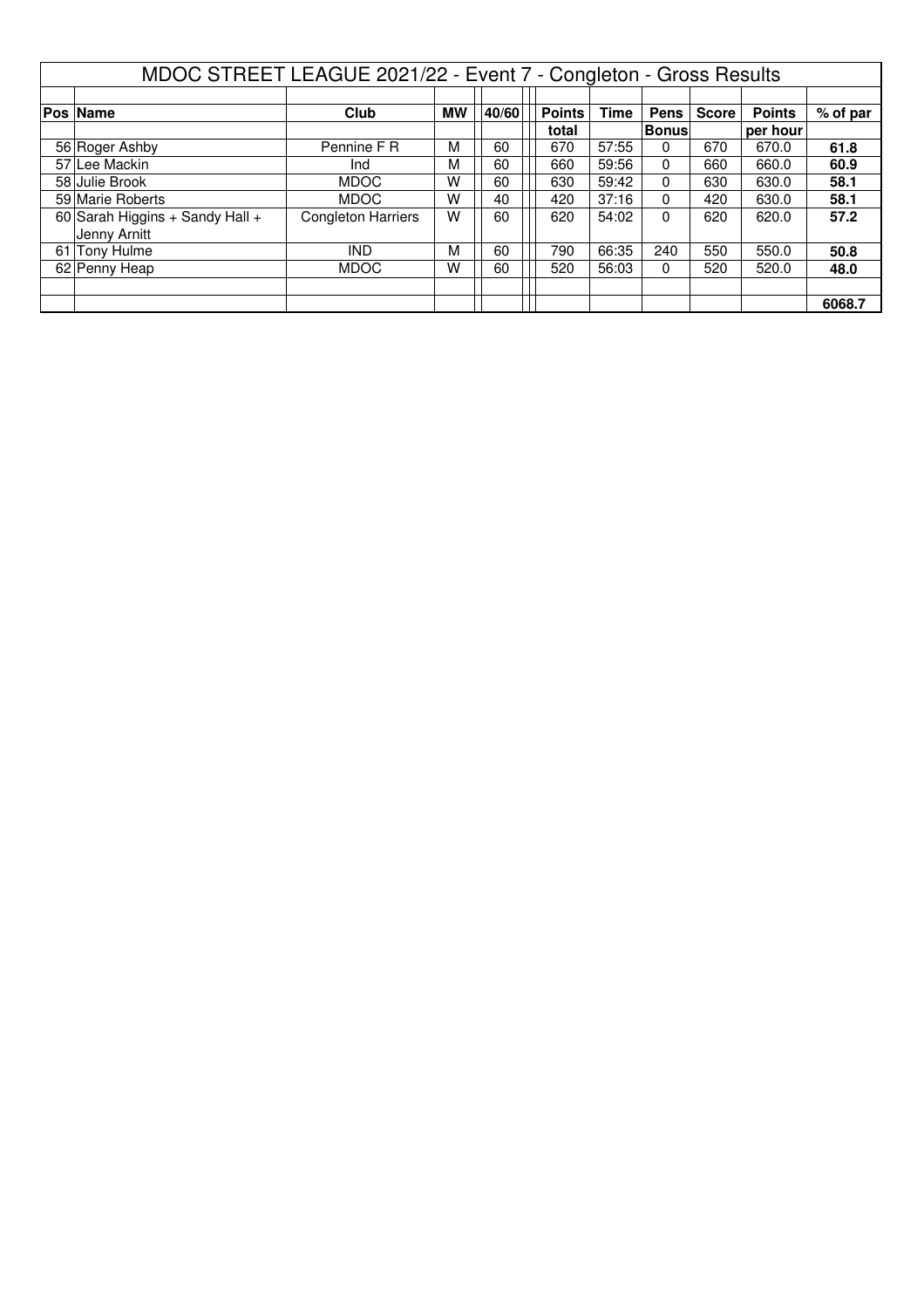# MDOC STREET LEAGUE 2021/22 - Event 7 - Congleton - Gross Results

| Pos | Name | Club | MW | 40/60 | Points total | Time | Pens Bonus | Score | Points per hour | % of par |
|---|---|---|---|---|---|---|---|---|---|---|
| 56 | Roger Ashby | Pennine F R | M | 60 | 670 | 57:55 | 0 | 670 | 670.0 | **61.8** |
| 57 | Lee Mackin | Ind | M | 60 | 660 | 59:56 | 0 | 660 | 660.0 | **60.9** |
| 58 | Julie Brook | MDOC | W | 60 | 630 | 59:42 | 0 | 630 | 630.0 | **58.1** |
| 59 | Marie Roberts | MDOC | W | 40 | 420 | 37:16 | 0 | 420 | 630.0 | **58.1** |
| 60 | Sarah Higgins + Sandy Hall + Jenny Arnitt | Congleton Harriers | W | 60 | 620 | 54:02 | 0 | 620 | 620.0 | **57.2** |
| 61 | Tony Hulme | IND | M | 60 | 790 | 66:35 | 240 | 550 | 550.0 | **50.8** |
| 62 | Penny Heap | MDOC | W | 60 | 520 | 56:03 | 0 | 520 | 520.0 | **48.0** |
| | | | | | | | | | | |
| | | | | | | | | | | **6068.7** |